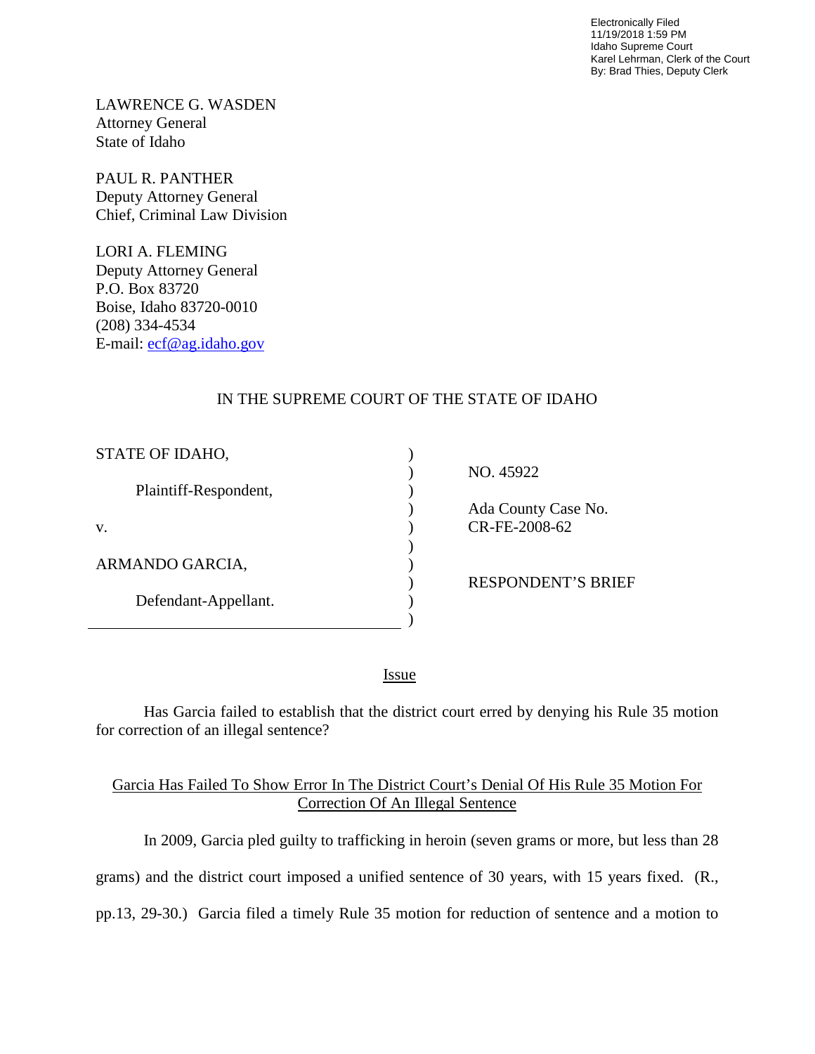Electronically Filed
11/19/2018 1:59 PM
Idaho Supreme Court
Karel Lehrman, Clerk of the Court
By: Brad Thies, Deputy Clerk

LAWRENCE G. WASDEN
Attorney General
State of Idaho

PAUL R. PANTHER
Deputy Attorney General
Chief, Criminal Law Division

LORI A. FLEMING
Deputy Attorney General
P.O. Box 83720
Boise, Idaho 83720-0010
(208) 334-4534
E-mail: ecf@ag.idaho.gov

IN THE SUPREME COURT OF THE STATE OF IDAHO

| | | |
|---|---|---|
| STATE OF IDAHO, | ) | |
| | ) | NO. 45922 |
| Plaintiff-Respondent, | ) | |
| | ) | Ada County Case No. |
| v. | ) | CR-FE-2008-62 |
| | ) | |
| ARMANDO GARCIA, | ) | |
| | ) | RESPONDENT'S BRIEF |
| Defendant-Appellant. | ) | |
| | ) | |

## Issue

Has Garcia failed to establish that the district court erred by denying his Rule 35 motion for correction of an illegal sentence?

## Garcia Has Failed To Show Error In The District Court's Denial Of His Rule 35 Motion For Correction Of An Illegal Sentence

In 2009, Garcia pled guilty to trafficking in heroin (seven grams or more, but less than 28 grams) and the district court imposed a unified sentence of 30 years, with 15 years fixed. (R., pp.13, 29-30.) Garcia filed a timely Rule 35 motion for reduction of sentence and a motion to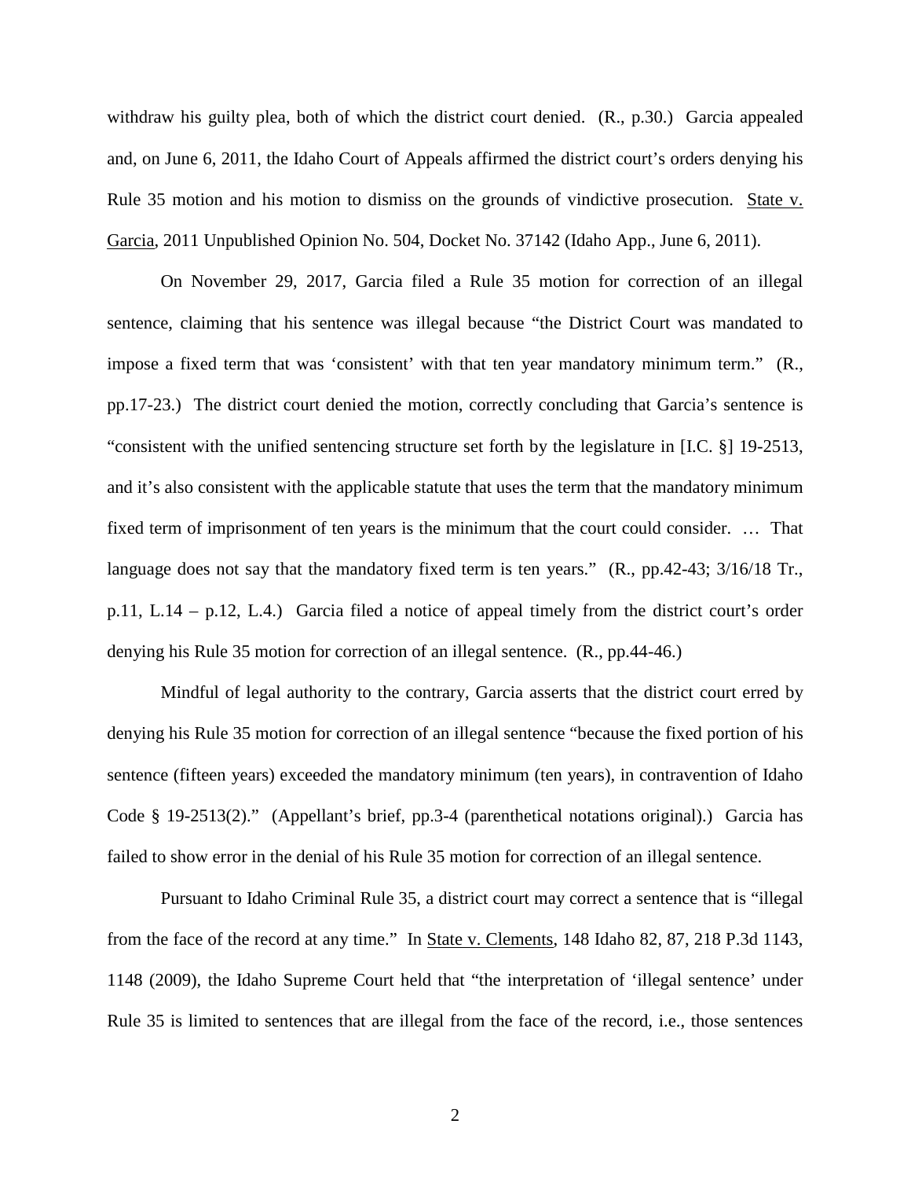withdraw his guilty plea, both of which the district court denied. (R., p.30.) Garcia appealed and, on June 6, 2011, the Idaho Court of Appeals affirmed the district court's orders denying his Rule 35 motion and his motion to dismiss on the grounds of vindictive prosecution. State v. Garcia, 2011 Unpublished Opinion No. 504, Docket No. 37142 (Idaho App., June 6, 2011).

On November 29, 2017, Garcia filed a Rule 35 motion for correction of an illegal sentence, claiming that his sentence was illegal because "the District Court was mandated to impose a fixed term that was 'consistent' with that ten year mandatory minimum term." (R., pp.17-23.) The district court denied the motion, correctly concluding that Garcia's sentence is "consistent with the unified sentencing structure set forth by the legislature in [I.C. §] 19-2513, and it's also consistent with the applicable statute that uses the term that the mandatory minimum fixed term of imprisonment of ten years is the minimum that the court could consider. … That language does not say that the mandatory fixed term is ten years." (R., pp.42-43; 3/16/18 Tr., p.11, L.14 – p.12, L.4.) Garcia filed a notice of appeal timely from the district court's order denying his Rule 35 motion for correction of an illegal sentence. (R., pp.44-46.)

Mindful of legal authority to the contrary, Garcia asserts that the district court erred by denying his Rule 35 motion for correction of an illegal sentence "because the fixed portion of his sentence (fifteen years) exceeded the mandatory minimum (ten years), in contravention of Idaho Code § 19-2513(2)." (Appellant's brief, pp.3-4 (parenthetical notations original).) Garcia has failed to show error in the denial of his Rule 35 motion for correction of an illegal sentence.

Pursuant to Idaho Criminal Rule 35, a district court may correct a sentence that is "illegal from the face of the record at any time." In State v. Clements, 148 Idaho 82, 87, 218 P.3d 1143, 1148 (2009), the Idaho Supreme Court held that "the interpretation of 'illegal sentence' under Rule 35 is limited to sentences that are illegal from the face of the record, i.e., those sentences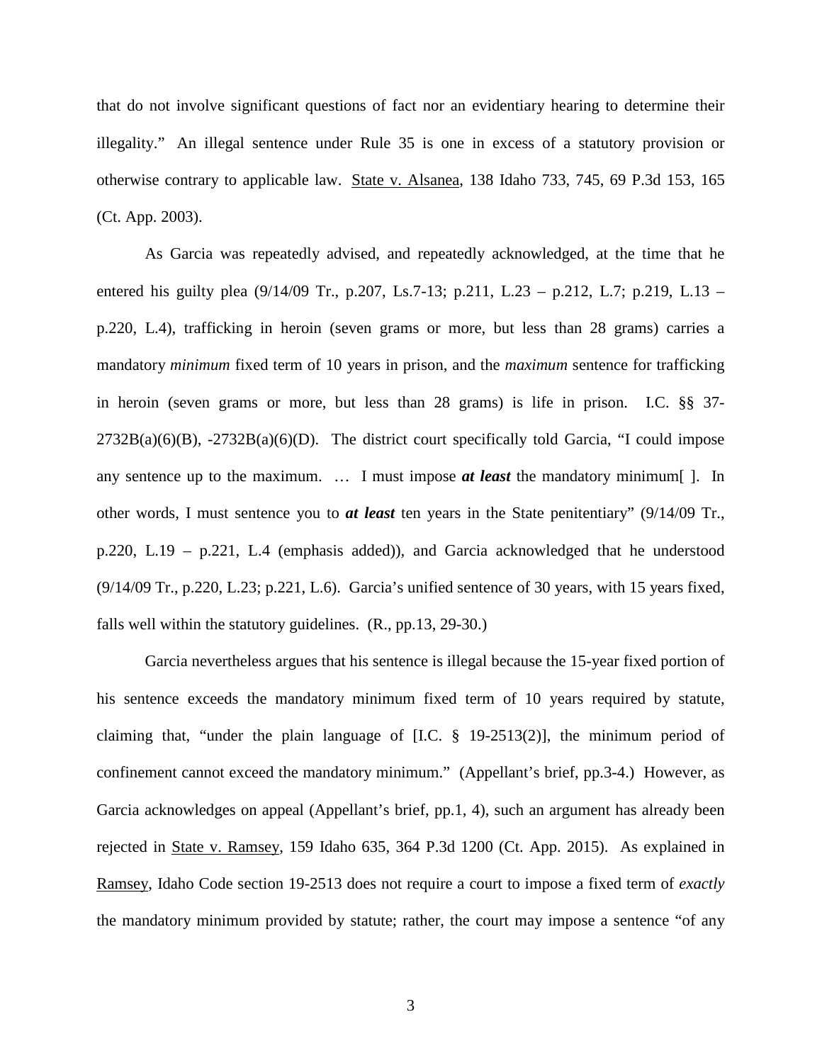that do not involve significant questions of fact nor an evidentiary hearing to determine their illegality." An illegal sentence under Rule 35 is one in excess of a statutory provision or otherwise contrary to applicable law. State v. Alsanea, 138 Idaho 733, 745, 69 P.3d 153, 165 (Ct. App. 2003).

As Garcia was repeatedly advised, and repeatedly acknowledged, at the time that he entered his guilty plea (9/14/09 Tr., p.207, Ls.7-13; p.211, L.23 – p.212, L.7; p.219, L.13 – p.220, L.4), trafficking in heroin (seven grams or more, but less than 28 grams) carries a mandatory *minimum* fixed term of 10 years in prison, and the *maximum* sentence for trafficking in heroin (seven grams or more, but less than 28 grams) is life in prison. I.C. §§ 37-2732B(a)(6)(B), -2732B(a)(6)(D). The district court specifically told Garcia, "I could impose any sentence up to the maximum. … I must impose ***at least*** the mandatory minimum[ ]. In other words, I must sentence you to ***at least*** ten years in the State penitentiary" (9/14/09 Tr., p.220, L.19 – p.221, L.4 (emphasis added)), and Garcia acknowledged that he understood (9/14/09 Tr., p.220, L.23; p.221, L.6). Garcia's unified sentence of 30 years, with 15 years fixed, falls well within the statutory guidelines. (R., pp.13, 29-30.)

Garcia nevertheless argues that his sentence is illegal because the 15-year fixed portion of his sentence exceeds the mandatory minimum fixed term of 10 years required by statute, claiming that, "under the plain language of [I.C. § 19-2513(2)], the minimum period of confinement cannot exceed the mandatory minimum." (Appellant's brief, pp.3-4.) However, as Garcia acknowledges on appeal (Appellant's brief, pp.1, 4), such an argument has already been rejected in State v. Ramsey, 159 Idaho 635, 364 P.3d 1200 (Ct. App. 2015). As explained in Ramsey, Idaho Code section 19-2513 does not require a court to impose a fixed term of *exactly* the mandatory minimum provided by statute; rather, the court may impose a sentence "of any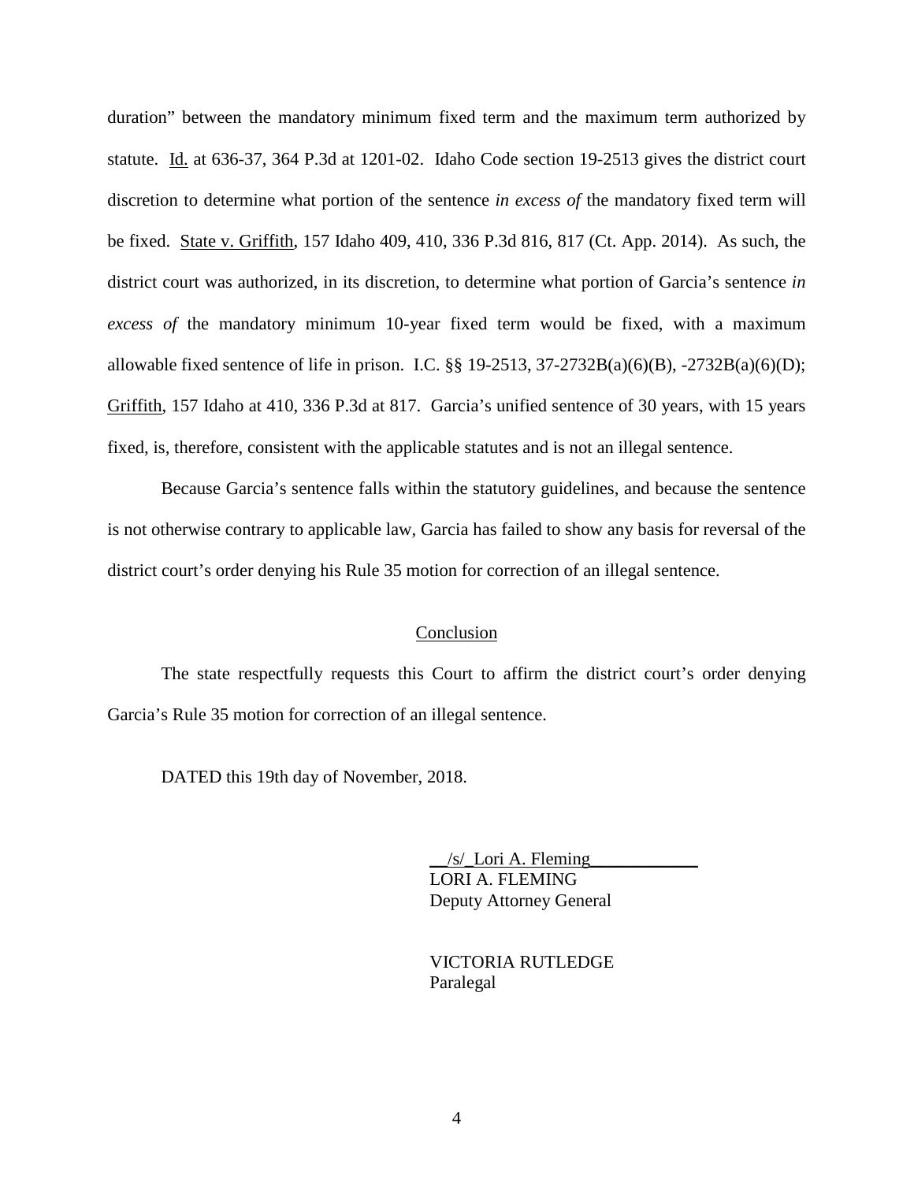duration" between the mandatory minimum fixed term and the maximum term authorized by statute. Id. at 636-37, 364 P.3d at 1201-02. Idaho Code section 19-2513 gives the district court discretion to determine what portion of the sentence *in excess of* the mandatory fixed term will be fixed. State v. Griffith, 157 Idaho 409, 410, 336 P.3d 816, 817 (Ct. App. 2014). As such, the district court was authorized, in its discretion, to determine what portion of Garcia's sentence *in excess of* the mandatory minimum 10-year fixed term would be fixed, with a maximum allowable fixed sentence of life in prison. I.C. §§ 19-2513, 37-2732B(a)(6)(B), -2732B(a)(6)(D); Griffith, 157 Idaho at 410, 336 P.3d at 817. Garcia's unified sentence of 30 years, with 15 years fixed, is, therefore, consistent with the applicable statutes and is not an illegal sentence.

Because Garcia's sentence falls within the statutory guidelines, and because the sentence is not otherwise contrary to applicable law, Garcia has failed to show any basis for reversal of the district court's order denying his Rule 35 motion for correction of an illegal sentence.

## Conclusion

The state respectfully requests this Court to affirm the district court's order denying Garcia's Rule 35 motion for correction of an illegal sentence.

DATED this 19th day of November, 2018.

/s/ Lori A. Fleming
LORI A. FLEMING
Deputy Attorney General

VICTORIA RUTLEDGE
Paralegal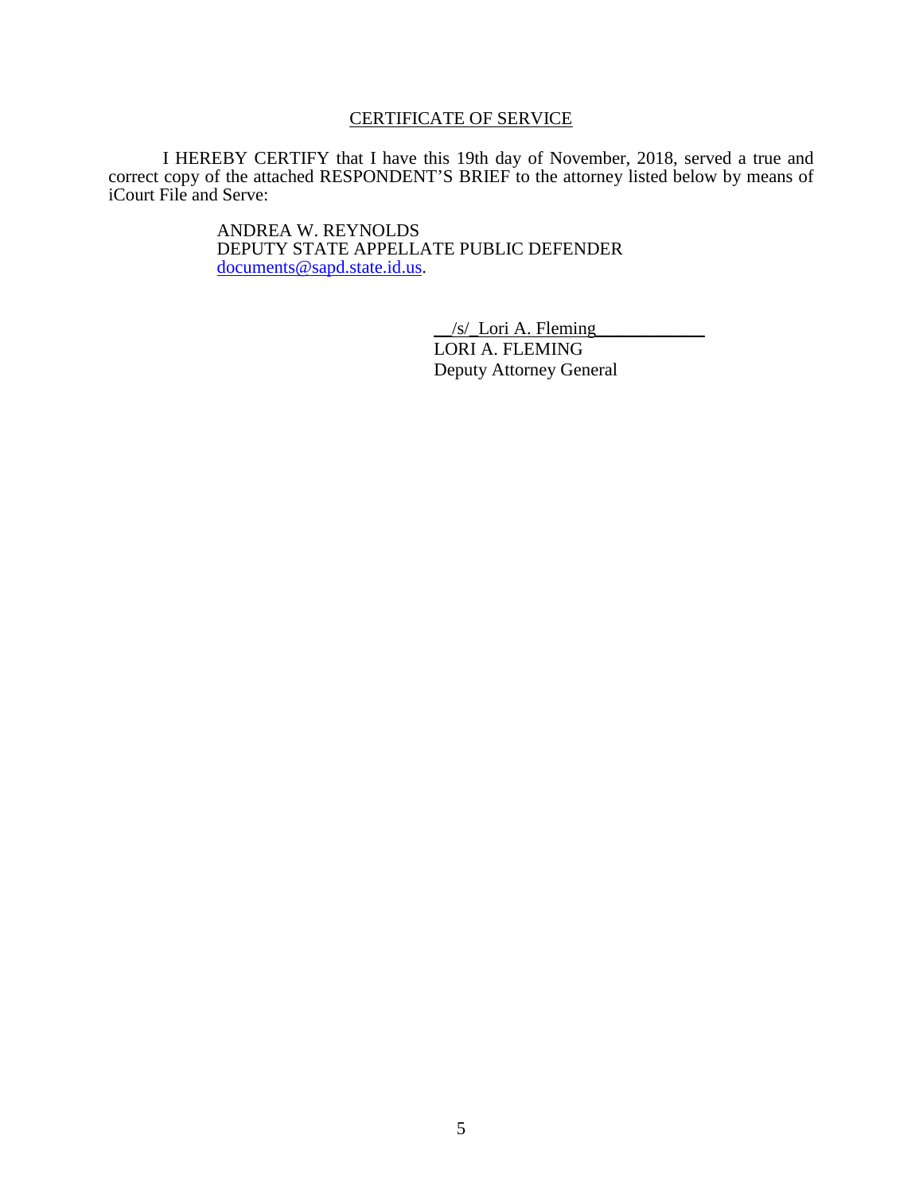CERTIFICATE OF SERVICE

I HEREBY CERTIFY that I have this 19th day of November, 2018, served a true and correct copy of the attached RESPONDENT'S BRIEF to the attorney listed below by means of iCourt File and Serve:

ANDREA W. REYNOLDS
DEPUTY STATE APPELLATE PUBLIC DEFENDER
documents@sapd.state.id.us.

__/s/_Lori A. Fleming____________
LORI A. FLEMING
Deputy Attorney General